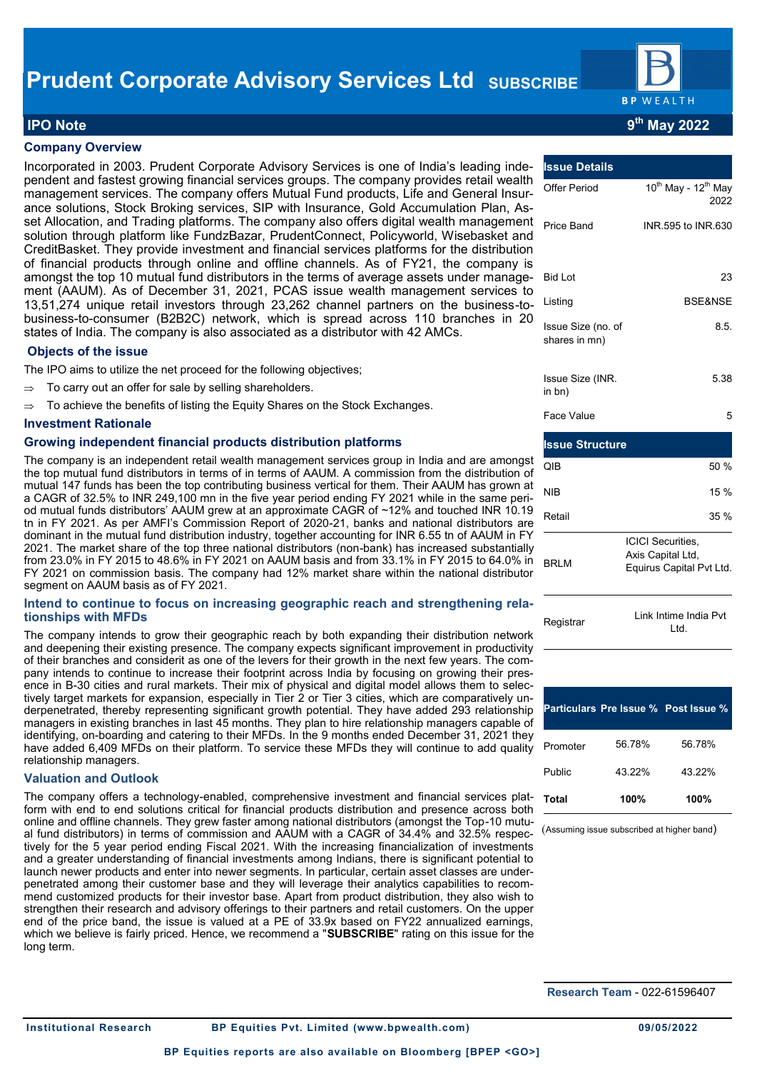# Prudent Corporate Advisory Services Ltd SUBSCRIBE

## IPO Note

9th May 2022

### Company Overview

Incorporated in 2003. Prudent Corporate Advisory Services is one of India's leading independent and fastest growing financial services groups. The company provides retail wealth management services. The company offers Mutual Fund products, Life and General Insurance solutions, Stock Broking services, SIP with Insurance, Gold Accumulation Plan, Asset Allocation, and Trading platforms. The company also offers digital wealth management solution through platform like FundzBazar, PrudentConnect, Policyworld, Wisebasket and CreditBasket. They provide investment and financial services platforms for the distribution of financial products through online and offline channels. As of FY21, the company is amongst the top 10 mutual fund distributors in the terms of average assets under management (AAUM). As of December 31, 2021, PCAS issue wealth management services to 13,51,274 unique retail investors through 23,262 channel partners on the business-to-business-to-consumer (B2B2C) network, which is spread across 110 branches in 20 states of India. The company is also associated as a distributor with 42 AMCs.

### Objects of the issue

The IPO aims to utilize the net proceed for the following objectives;

- To carry out an offer for sale by selling shareholders.
- To achieve the benefits of listing the Equity Shares on the Stock Exchanges.

### Investment Rationale

#### Growing independent financial products distribution platforms

The company is an independent retail wealth management services group in India and are amongst the top mutual fund distributors in terms of in terms of AAUM. A commission from the distribution of mutual 147 funds has been the top contributing business vertical for them. Their AAUM has grown at a CAGR of 32.5% to INR 249,100 mn in the five year period ending FY 2021 while in the same period mutual funds distributors' AAUM grew at an approximate CAGR of ~12% and touched INR 10.19 tn in FY 2021. As per AMFI's Commission Report of 2020-21, banks and national distributors are dominant in the mutual fund distribution industry, together accounting for INR 6.55 tn of AAUM in FY 2021. The market share of the top three national distributors (non-bank) has increased substantially from 23.0% in FY 2015 to 48.6% in FY 2021 on AAUM basis and from 33.1% in FY 2015 to 64.0% in FY 2021 on commission basis. The company had 12% market share within the national distributor segment on AAUM basis as of FY 2021.

#### Intend to continue to focus on increasing geographic reach and strengthening relationships with MFDs

The company intends to grow their geographic reach by both expanding their distribution network and deepening their existing presence. The company expects significant improvement in productivity of their branches and considerit as one of the levers for their growth in the next few years. The company intends to continue to increase their footprint across India by focusing on growing their presence in B-30 cities and rural markets. Their mix of physical and digital model allows them to selectively target markets for expansion, especially in Tier 2 or Tier 3 cities, which are comparatively underpenetrated, thereby representing significant growth potential. They have added 293 relationship managers in existing branches in last 45 months. They plan to hire relationship managers capable of identifying, on-boarding and catering to their MFDs. In the 9 months ended December 31, 2021 they have added 6,409 MFDs on their platform. To service these MFDs they will continue to add quality relationship managers.

### Valuation and Outlook

The company offers a technology-enabled, comprehensive investment and financial services platform with end to end solutions critical for financial products distribution and presence across both online and offline channels. They grew faster among national distributors (amongst the Top-10 mutual fund distributors) in terms of commission and AAUM with a CAGR of 34.4% and 32.5% respectively for the 5 year period ending Fiscal 2021. With the increasing financialization of investments and a greater understanding of financial investments among Indians, there is significant potential to launch newer products and enter into newer segments. In particular, certain asset classes are underpenetrated among their customer base and they will leverage their analytics capabilities to recommend customized products for their investor base. Apart from product distribution, they also wish to strengthen their research and advisory offerings to their partners and retail customers. On the upper end of the price band, the issue is valued at a PE of 33.9x based on FY22 annualized earnings, which we believe is fairly priced. Hence, we recommend a "**SUBSCRIBE**" rating on this issue for the long term.

| Issue Details | |
|---|---|
| Offer Period | 10th May - 12th May 2022 |
| Price Band | INR.595 to INR.630 |
| Bid Lot | 23 |
| Listing | BSE&NSE |
| Issue Size (no. of shares in mn) | 8.5. |
| Issue Size (INR. in bn) | 5.38 |
| Face Value | 5 |

| Issue Structure | |
|---|---|
| QIB | 50 % |
| NIB | 15 % |
| Retail | 35 % |
| BRLM | ICICI Securities, Axis Capital Ltd, Equirus Capital Pvt Ltd. |
| Registrar | Link Intime India Pvt Ltd. |

| Particulars | Pre Issue % | Post Issue % |
|---|---|---|
| Promoter | 56.78% | 56.78% |
| Public | 43.22% | 43.22% |
| **Total** | **100%** | **100%** |

(Assuming issue subscribed at higher band)

**Research Team** - 022-61596407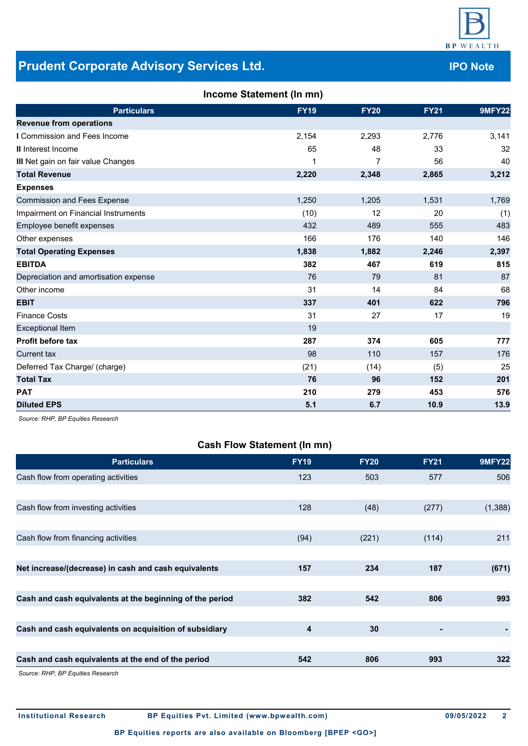## Prudent Corporate Advisory Services Ltd.

**IPO Note**

### Income Statement (In mn)

| Particulars | FY19 | FY20 | FY21 | 9MFY22 |
|---|---|---|---|---|
| **Revenue from operations** | | | | |
| **I** Commission and Fees Income | 2,154 | 2,293 | 2,776 | 3,141 |
| **II** Interest Income | 65 | 48 | 33 | 32 |
| **III** Net gain on fair value Changes | 1 | 7 | 56 | 40 |
| **Total Revenue** | **2,220** | **2,348** | **2,865** | **3,212** |
| **Expenses** | | | | |
| Commission and Fees Expense | 1,250 | 1,205 | 1,531 | 1,769 |
| Impairment on Financial Instruments | (10) | 12 | 20 | (1) |
| Employee benefit expenses | 432 | 489 | 555 | 483 |
| Other expenses | 166 | 176 | 140 | 146 |
| **Total Operating Expenses** | **1,838** | **1,882** | **2,246** | **2,397** |
| **EBITDA** | **382** | **467** | **619** | **815** |
| Depreciation and amortisation expense | 76 | 79 | 81 | 87 |
| Other income | 31 | 14 | 84 | 68 |
| **EBIT** | **337** | **401** | **622** | **796** |
| Finance Costs | 31 | 27 | 17 | 19 |
| Exceptional Item | 19 | | | |
| **Profit before tax** | **287** | **374** | **605** | **777** |
| Current tax | 98 | 110 | 157 | 176 |
| Deferred Tax Charge/ (charge) | (21) | (14) | (5) | 25 |
| **Total Tax** | **76** | **96** | **152** | **201** |
| **PAT** | **210** | **279** | **453** | **576** |
| **Diluted EPS** | **5.1** | **6.7** | **10.9** | **13.9** |

*Source: RHP, BP Equities Research*

### Cash Flow Statement (In mn)

| Particulars | FY19 | FY20 | FY21 | 9MFY22 |
|---|---|---|---|---|
| Cash flow from operating activities | 123 | 503 | 577 | 506 |
| Cash flow from investing activities | 128 | (48) | (277) | (1,388) |
| Cash flow from financing activities | (94) | (221) | (114) | 211 |
| **Net increase/(decrease) in cash and cash equivalents** | **157** | **234** | **187** | **(671)** |
| **Cash and cash equivalents at the beginning of the period** | **382** | **542** | **806** | **993** |
| **Cash and cash equivalents on acquisition of subsidiary** | **4** | **30** | **-** | **-** |
| **Cash and cash equivalents at the end of the period** | **542** | **806** | **993** | **322** |

*Source: RHP, BP Equities Research*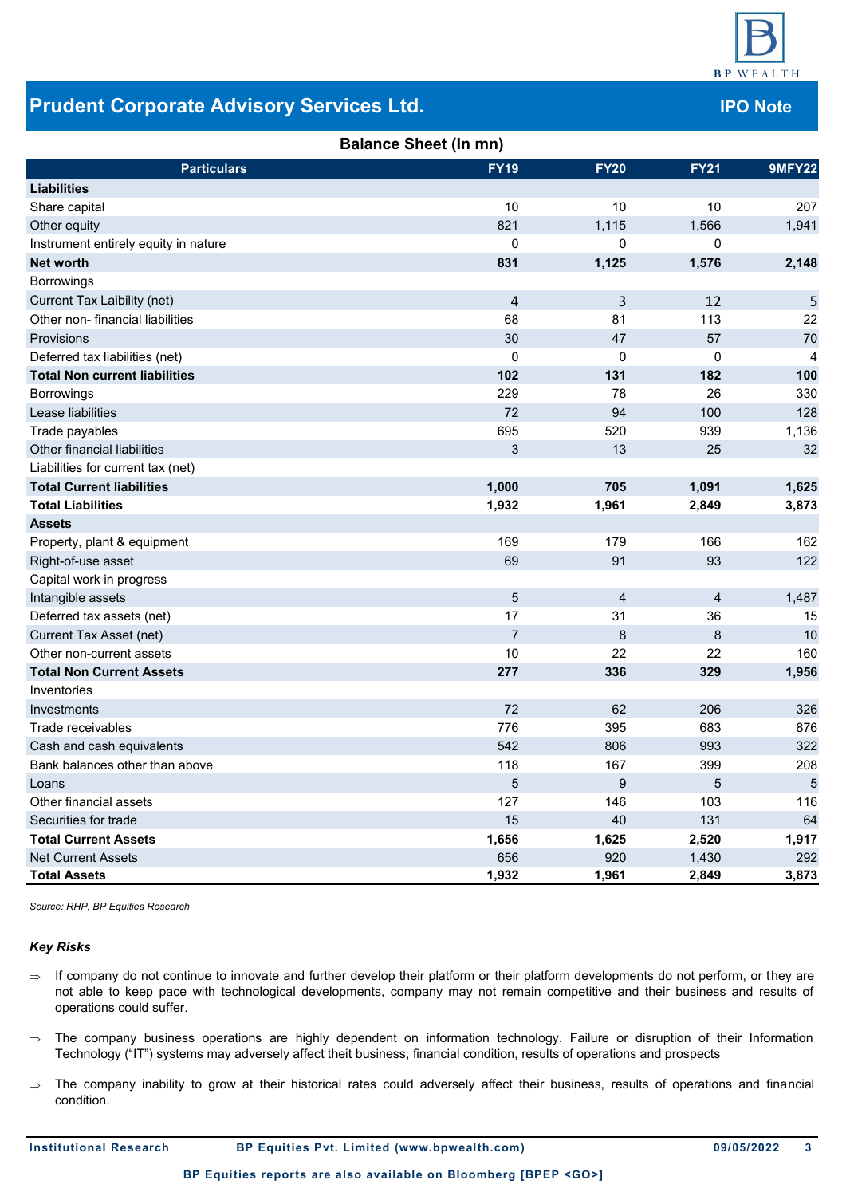## Balance Sheet (In mn)

| Particulars | FY19 | FY20 | FY21 | 9MFY22 |
|---|---|---|---|---|
| **Liabilities** | | | | |
| Share capital | 10 | 10 | 10 | 207 |
| Other equity | 821 | 1,115 | 1,566 | 1,941 |
| Instrument entirely equity in nature | 0 | 0 | 0 | |
| **Net worth** | **831** | **1,125** | **1,576** | **2,148** |
| Borrowings | | | | |
| Current Tax Laibility (net) | 4 | 3 | 12 | 5 |
| Other non- financial liabilities | 68 | 81 | 113 | 22 |
| Provisions | 30 | 47 | 57 | 70 |
| Deferred tax liabilities (net) | 0 | 0 | 0 | 4 |
| **Total Non current liabilities** | **102** | **131** | **182** | **100** |
| Borrowings | 229 | 78 | 26 | 330 |
| Lease liabilities | 72 | 94 | 100 | 128 |
| Trade payables | 695 | 520 | 939 | 1,136 |
| Other financial liabilities | 3 | 13 | 25 | 32 |
| Liabilities for current tax (net) | | | | |
| **Total Current liabilities** | **1,000** | **705** | **1,091** | **1,625** |
| **Total Liabilities** | **1,932** | **1,961** | **2,849** | **3,873** |
| **Assets** | | | | |
| Property, plant & equipment | 169 | 179 | 166 | 162 |
| Right-of-use asset | 69 | 91 | 93 | 122 |
| Capital work in progress | | | | |
| Intangible assets | 5 | 4 | 4 | 1,487 |
| Deferred tax assets (net) | 17 | 31 | 36 | 15 |
| Current Tax Asset (net) | 7 | 8 | 8 | 10 |
| Other non-current assets | 10 | 22 | 22 | 160 |
| **Total Non Current Assets** | **277** | **336** | **329** | **1,956** |
| Inventories | | | | |
| Investments | 72 | 62 | 206 | 326 |
| Trade receivables | 776 | 395 | 683 | 876 |
| Cash and cash equivalents | 542 | 806 | 993 | 322 |
| Bank balances other than above | 118 | 167 | 399 | 208 |
| Loans | 5 | 9 | 5 | 5 |
| Other financial assets | 127 | 146 | 103 | 116 |
| Securities for trade | 15 | 40 | 131 | 64 |
| **Total Current Assets** | **1,656** | **1,625** | **2,520** | **1,917** |
| Net Current Assets | 656 | 920 | 1,430 | 292 |
| **Total Assets** | **1,932** | **1,961** | **2,849** | **3,873** |

*Source: RHP, BP Equities Research*

### *Key Risks*

⇒ If company do not continue to innovate and further develop their platform or their platform developments do not perform, or they are not able to keep pace with technological developments, company may not remain competitive and their business and results of operations could suffer.

⇒ The company business operations are highly dependent on information technology. Failure or disruption of their Information Technology ("IT") systems may adversely affect theit business, financial condition, results of operations and prospects

⇒ The company inability to grow at their historical rates could adversely affect their business, results of operations and financial condition.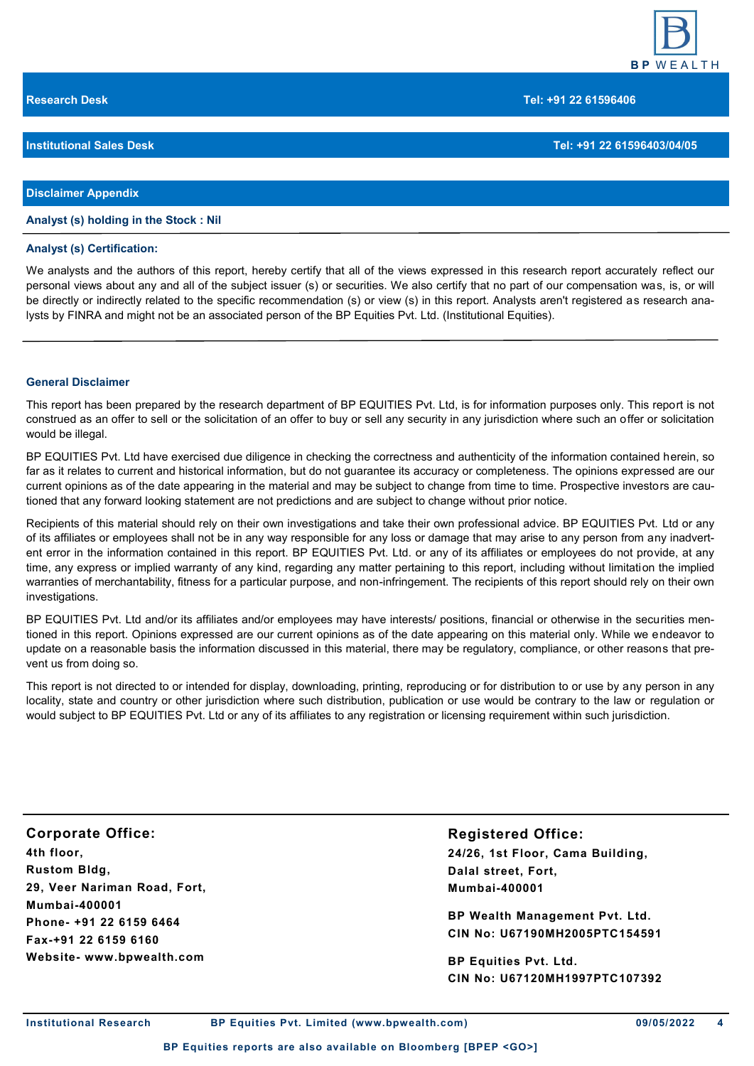**Research Desk** Tel: +91 22 61596406

**Institutional Sales Desk** Tel: +91 22 61596403/04/05

## Disclaimer Appendix

**Analyst (s) holding in the Stock : Nil**

**Analyst (s) Certification:**

We analysts and the authors of this report, hereby certify that all of the views expressed in this research report accurately reflect our personal views about any and all of the subject issuer (s) or securities. We also certify that no part of our compensation was, is, or will be directly or indirectly related to the specific recommendation (s) or view (s) in this report. Analysts aren't registered as research analysts by FINRA and might not be an associated person of the BP Equities Pvt. Ltd. (Institutional Equities).

### General Disclaimer

This report has been prepared by the research department of BP EQUITIES Pvt. Ltd, is for information purposes only. This report is not construed as an offer to sell or the solicitation of an offer to buy or sell any security in any jurisdiction where such an offer or solicitation would be illegal.

BP EQUITIES Pvt. Ltd have exercised due diligence in checking the correctness and authenticity of the information contained herein, so far as it relates to current and historical information, but do not guarantee its accuracy or completeness. The opinions expressed are our current opinions as of the date appearing in the material and may be subject to change from time to time. Prospective investors are cautioned that any forward looking statement are not predictions and are subject to change without prior notice.

Recipients of this material should rely on their own investigations and take their own professional advice. BP EQUITIES Pvt. Ltd or any of its affiliates or employees shall not be in any way responsible for any loss or damage that may arise to any person from any inadvertent error in the information contained in this report. BP EQUITIES Pvt. Ltd. or any of its affiliates or employees do not provide, at any time, any express or implied warranty of any kind, regarding any matter pertaining to this report, including without limitation the implied warranties of merchantability, fitness for a particular purpose, and non-infringement. The recipients of this report should rely on their own investigations.

BP EQUITIES Pvt. Ltd and/or its affiliates and/or employees may have interests/ positions, financial or otherwise in the securities mentioned in this report. Opinions expressed are our current opinions as of the date appearing on this material only. While we endeavor to update on a reasonable basis the information discussed in this material, there may be regulatory, compliance, or other reasons that prevent us from doing so.

This report is not directed to or intended for display, downloading, printing, reproducing or for distribution to or use by any person in any locality, state and country or other jurisdiction where such distribution, publication or use would be contrary to the law or regulation or would subject to BP EQUITIES Pvt. Ltd or any of its affiliates to any registration or licensing requirement within such jurisdiction.

**Corporate Office:**
4th floor,
Rustom Bldg,
29, Veer Nariman Road, Fort,
Mumbai-400001
Phone- +91 22 6159 6464
Fax-+91 22 6159 6160
Website- www.bpwealth.com

**Registered Office:**
24/26, 1st Floor, Cama Building,
Dalal street, Fort,
Mumbai-400001

**BP Wealth Management Pvt. Ltd.**
CIN No: U67190MH2005PTC154591

**BP Equities Pvt. Ltd.**
CIN No: U67120MH1997PTC107392

BP Equities reports are also available on Bloomberg [BPEP <GO>]